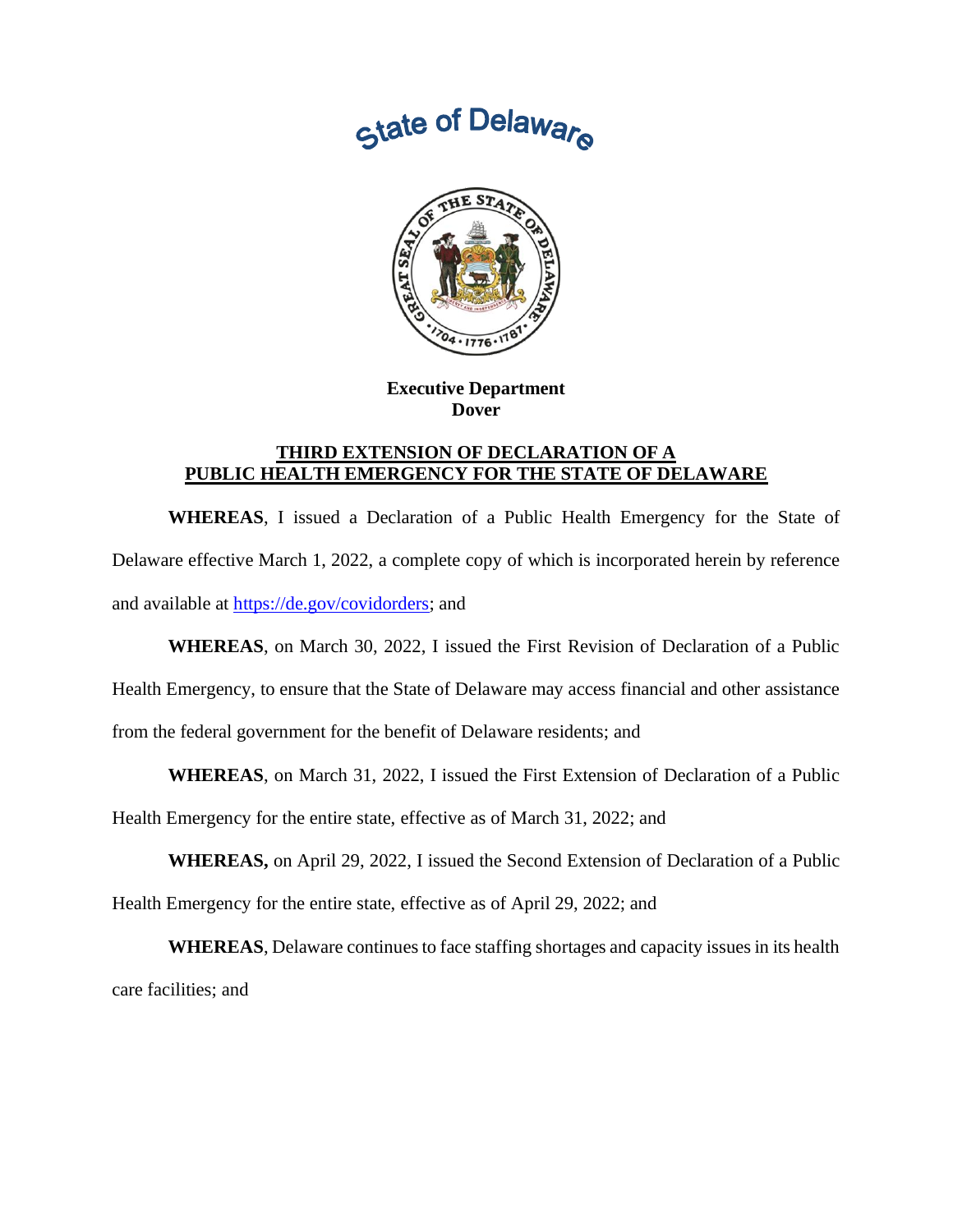# State of Delaware

**Executive Department**
**Dover**

## THIRD EXTENSION OF DECLARATION OF A PUBLIC HEALTH EMERGENCY FOR THE STATE OF DELAWARE

**WHEREAS**, I issued a Declaration of a Public Health Emergency for the State of Delaware effective March 1, 2022, a complete copy of which is incorporated herein by reference and available at https://de.gov/covidorders; and

**WHEREAS**, on March 30, 2022, I issued the First Revision of Declaration of a Public Health Emergency, to ensure that the State of Delaware may access financial and other assistance from the federal government for the benefit of Delaware residents; and

**WHEREAS**, on March 31, 2022, I issued the First Extension of Declaration of a Public Health Emergency for the entire state, effective as of March 31, 2022; and

**WHEREAS,** on April 29, 2022, I issued the Second Extension of Declaration of a Public Health Emergency for the entire state, effective as of April 29, 2022; and

**WHEREAS**, Delaware continues to face staffing shortages and capacity issues in its health care facilities; and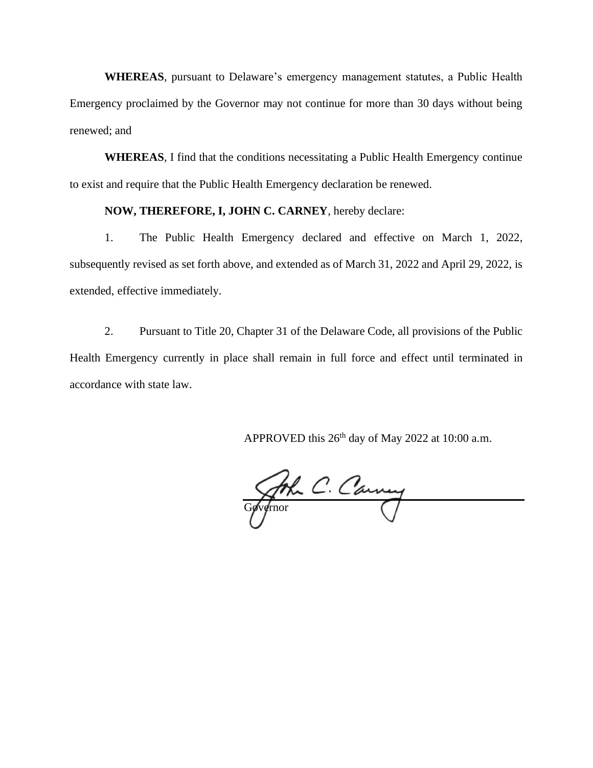**WHEREAS**, pursuant to Delaware's emergency management statutes, a Public Health Emergency proclaimed by the Governor may not continue for more than 30 days without being renewed; and

**WHEREAS**, I find that the conditions necessitating a Public Health Emergency continue to exist and require that the Public Health Emergency declaration be renewed.

**NOW, THEREFORE, I, JOHN C. CARNEY**, hereby declare:

1. The Public Health Emergency declared and effective on March 1, 2022, subsequently revised as set forth above, and extended as of March 31, 2022 and April 29, 2022, is extended, effective immediately.

2. Pursuant to Title 20, Chapter 31 of the Delaware Code, all provisions of the Public Health Emergency currently in place shall remain in full force and effect until terminated in accordance with state law.

APPROVED this 26th day of May 2022 at 10:00 a.m.

John C. Carney

Governor